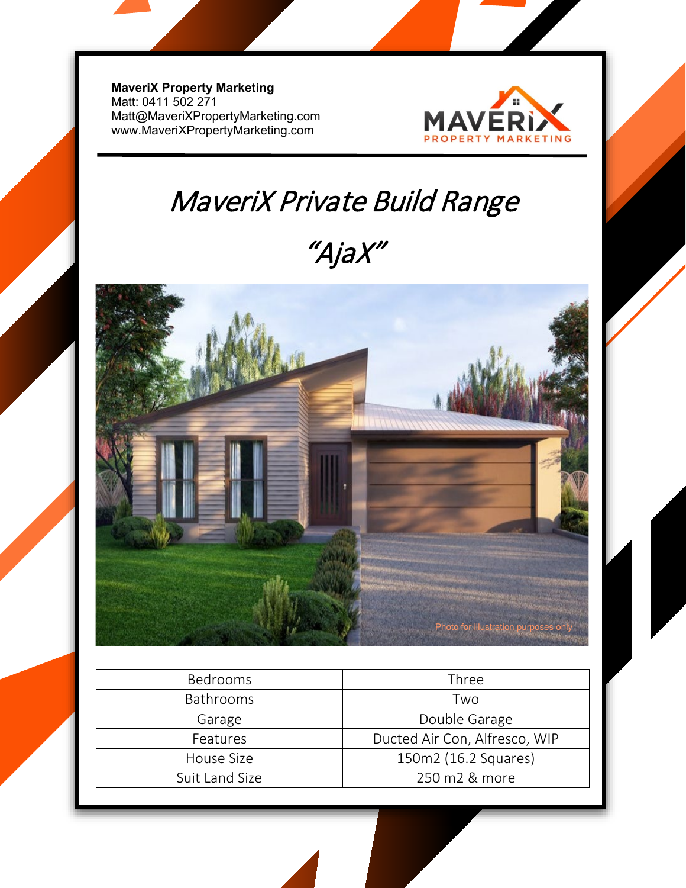**MaveriX Property Marketing**
Matt: 0411 502 271
Matt@MaveriXPropertyMarketing.com
www.MaveriXPropertyMarketing.com

# *MaveriX Private Build Range*

## *"AjaX"*

Photo for illustration purposes only

| Bedrooms | Three |
|---|---|
| Bathrooms | Two |
| Garage | Double Garage |
| Features | Ducted Air Con, Alfresco, WIP |
| House Size | 150m2 (16.2 Squares) |
| Suit Land Size | 250 m2 & more |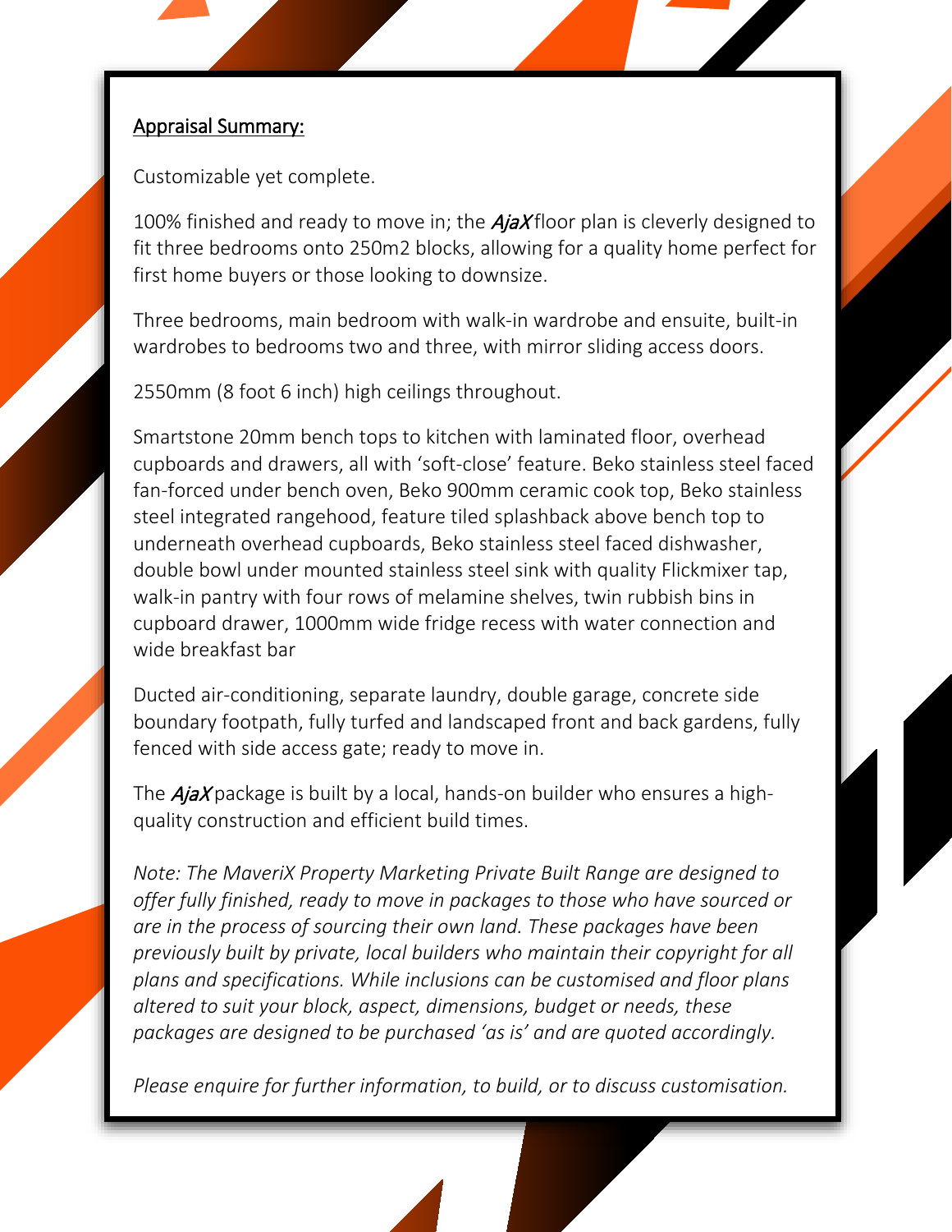<u>Appraisal Summary:</u>

Customizable yet complete.

100% finished and ready to move in; the *AjaX* floor plan is cleverly designed to fit three bedrooms onto 250m2 blocks, allowing for a quality home perfect for first home buyers or those looking to downsize.

Three bedrooms, main bedroom with walk-in wardrobe and ensuite, built-in wardrobes to bedrooms two and three, with mirror sliding access doors.

2550mm (8 foot 6 inch) high ceilings throughout.

Smartstone 20mm bench tops to kitchen with laminated floor, overhead cupboards and drawers, all with 'soft-close' feature. Beko stainless steel faced fan-forced under bench oven, Beko 900mm ceramic cook top, Beko stainless steel integrated rangehood, feature tiled splashback above bench top to underneath overhead cupboards, Beko stainless steel faced dishwasher, double bowl under mounted stainless steel sink with quality Flickmixer tap, walk-in pantry with four rows of melamine shelves, twin rubbish bins in cupboard drawer, 1000mm wide fridge recess with water connection and wide breakfast bar

Ducted air-conditioning, separate laundry, double garage, concrete side boundary footpath, fully turfed and landscaped front and back gardens, fully fenced with side access gate; ready to move in.

The *AjaX* package is built by a local, hands-on builder who ensures a high-quality construction and efficient build times.

*Note: The MaveriX Property Marketing Private Built Range are designed to offer fully finished, ready to move in packages to those who have sourced or are in the process of sourcing their own land. These packages have been previously built by private, local builders who maintain their copyright for all plans and specifications. While inclusions can be customised and floor plans altered to suit your block, aspect, dimensions, budget or needs, these packages are designed to be purchased 'as is' and are quoted accordingly.*

*Please enquire for further information, to build, or to discuss customisation.*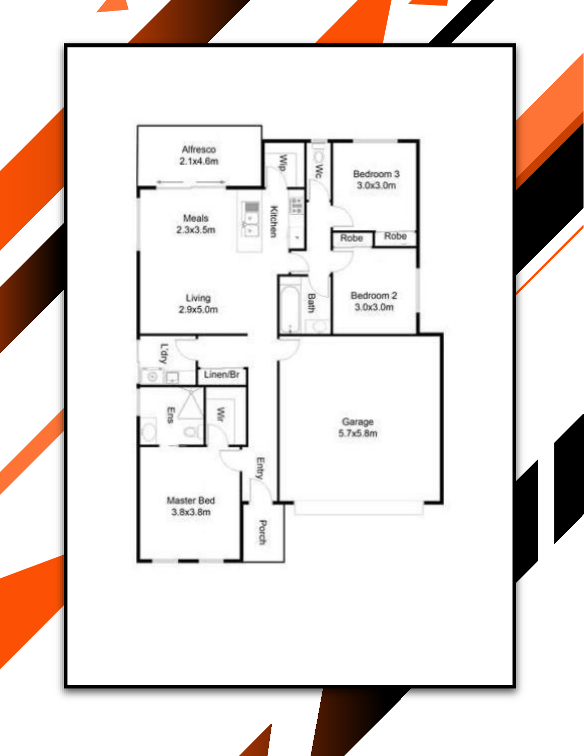Alfresco
2.1x4.6m

Wip

Wc

Bedroom 3
3.0x3.0m

Meals
2.3x3.5m

Kitchen

Robe

Robe

Bedroom 2
3.0x3.0m

Bath

Living
2.9x5.0m

L'dry

Linen/Br

Ens

Wir

Garage
5.7x5.8m

Entry

Master Bed
3.8x3.8m

Porch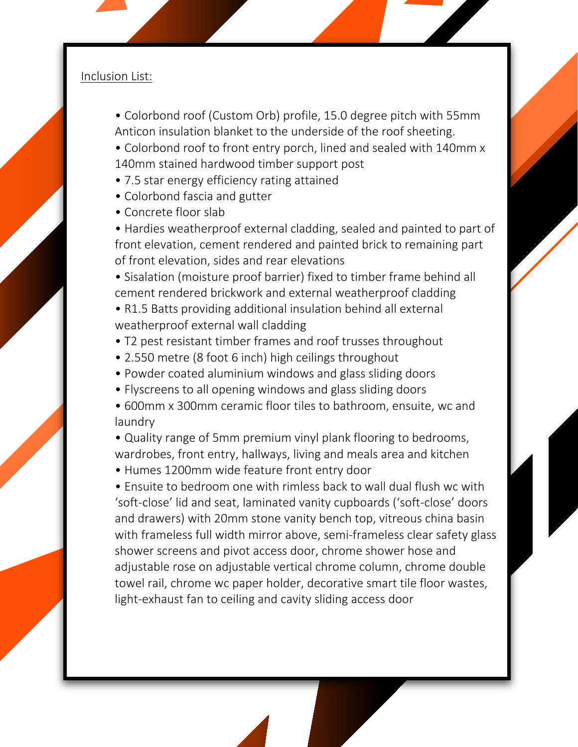<u>Inclusion List:</u>

- Colorbond roof (Custom Orb) profile, 15.0 degree pitch with 55mm Anticon insulation blanket to the underside of the roof sheeting.
- Colorbond roof to front entry porch, lined and sealed with 140mm x 140mm stained hardwood timber support post
- 7.5 star energy efficiency rating attained
- Colorbond fascia and gutter
- Concrete floor slab
- Hardies weatherproof external cladding, sealed and painted to part of front elevation, cement rendered and painted brick to remaining part of front elevation, sides and rear elevations
- Sisalation (moisture proof barrier) fixed to timber frame behind all cement rendered brickwork and external weatherproof cladding
- R1.5 Batts providing additional insulation behind all external weatherproof external wall cladding
- T2 pest resistant timber frames and roof trusses throughout
- 2.550 metre (8 foot 6 inch) high ceilings throughout
- Powder coated aluminium windows and glass sliding doors
- Flyscreens to all opening windows and glass sliding doors
- 600mm x 300mm ceramic floor tiles to bathroom, ensuite, wc and laundry
- Quality range of 5mm premium vinyl plank flooring to bedrooms, wardrobes, front entry, hallways, living and meals area and kitchen
- Humes 1200mm wide feature front entry door
- Ensuite to bedroom one with rimless back to wall dual flush wc with 'soft-close' lid and seat, laminated vanity cupboards ('soft-close' doors and drawers) with 20mm stone vanity bench top, vitreous china basin with frameless full width mirror above, semi-frameless clear safety glass shower screens and pivot access door, chrome shower hose and adjustable rose on adjustable vertical chrome column, chrome double towel rail, chrome wc paper holder, decorative smart tile floor wastes, light-exhaust fan to ceiling and cavity sliding access door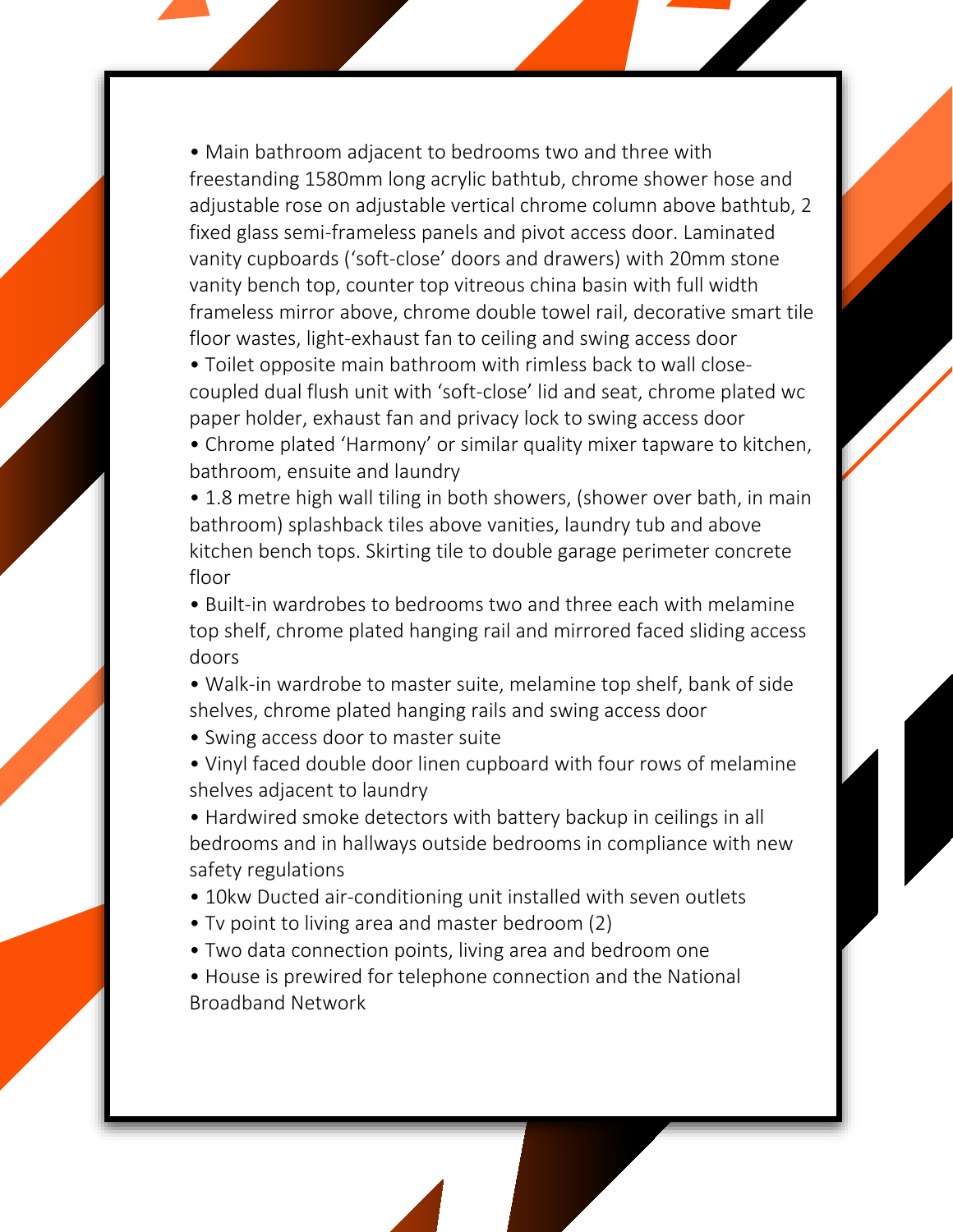- Main bathroom adjacent to bedrooms two and three with freestanding 1580mm long acrylic bathtub, chrome shower hose and adjustable rose on adjustable vertical chrome column above bathtub, 2 fixed glass semi-frameless panels and pivot access door. Laminated vanity cupboards ('soft-close' doors and drawers) with 20mm stone vanity bench top, counter top vitreous china basin with full width frameless mirror above, chrome double towel rail, decorative smart tile floor wastes, light-exhaust fan to ceiling and swing access door
- Toilet opposite main bathroom with rimless back to wall close-coupled dual flush unit with 'soft-close' lid and seat, chrome plated wc paper holder, exhaust fan and privacy lock to swing access door
- Chrome plated 'Harmony' or similar quality mixer tapware to kitchen, bathroom, ensuite and laundry
- 1.8 metre high wall tiling in both showers, (shower over bath, in main bathroom) splashback tiles above vanities, laundry tub and above kitchen bench tops. Skirting tile to double garage perimeter concrete floor
- Built-in wardrobes to bedrooms two and three each with melamine top shelf, chrome plated hanging rail and mirrored faced sliding access doors
- Walk-in wardrobe to master suite, melamine top shelf, bank of side shelves, chrome plated hanging rails and swing access door
- Swing access door to master suite
- Vinyl faced double door linen cupboard with four rows of melamine shelves adjacent to laundry
- Hardwired smoke detectors with battery backup in ceilings in all bedrooms and in hallways outside bedrooms in compliance with new safety regulations
- 10kw Ducted air-conditioning unit installed with seven outlets
- Tv point to living area and master bedroom (2)
- Two data connection points, living area and bedroom one
- House is prewired for telephone connection and the National Broadband Network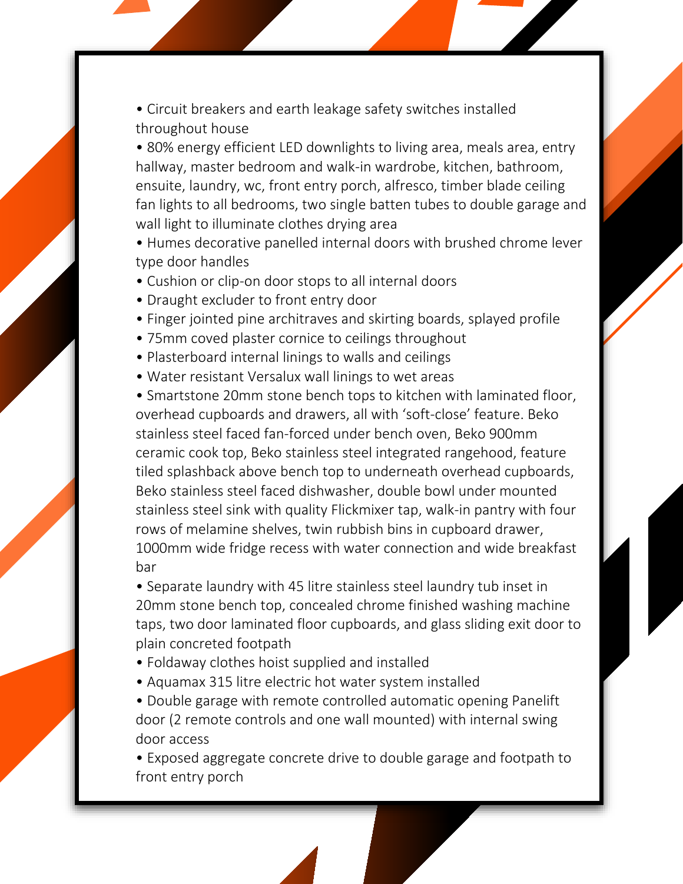- Circuit breakers and earth leakage safety switches installed throughout house
- 80% energy efficient LED downlights to living area, meals area, entry hallway, master bedroom and walk-in wardrobe, kitchen, bathroom, ensuite, laundry, wc, front entry porch, alfresco, timber blade ceiling fan lights to all bedrooms, two single batten tubes to double garage and wall light to illuminate clothes drying area
- Humes decorative panelled internal doors with brushed chrome lever type door handles
- Cushion or clip-on door stops to all internal doors
- Draught excluder to front entry door
- Finger jointed pine architraves and skirting boards, splayed profile
- 75mm coved plaster cornice to ceilings throughout
- Plasterboard internal linings to walls and ceilings
- Water resistant Versalux wall linings to wet areas
- Smartstone 20mm stone bench tops to kitchen with laminated floor, overhead cupboards and drawers, all with 'soft-close' feature. Beko stainless steel faced fan-forced under bench oven, Beko 900mm ceramic cook top, Beko stainless steel integrated rangehood, feature tiled splashback above bench top to underneath overhead cupboards, Beko stainless steel faced dishwasher, double bowl under mounted stainless steel sink with quality Flickmixer tap, walk-in pantry with four rows of melamine shelves, twin rubbish bins in cupboard drawer, 1000mm wide fridge recess with water connection and wide breakfast bar
- Separate laundry with 45 litre stainless steel laundry tub inset in 20mm stone bench top, concealed chrome finished washing machine taps, two door laminated floor cupboards, and glass sliding exit door to plain concreted footpath
- Foldaway clothes hoist supplied and installed
- Aquamax 315 litre electric hot water system installed
- Double garage with remote controlled automatic opening Panelift door (2 remote controls and one wall mounted) with internal swing door access
- Exposed aggregate concrete drive to double garage and footpath to front entry porch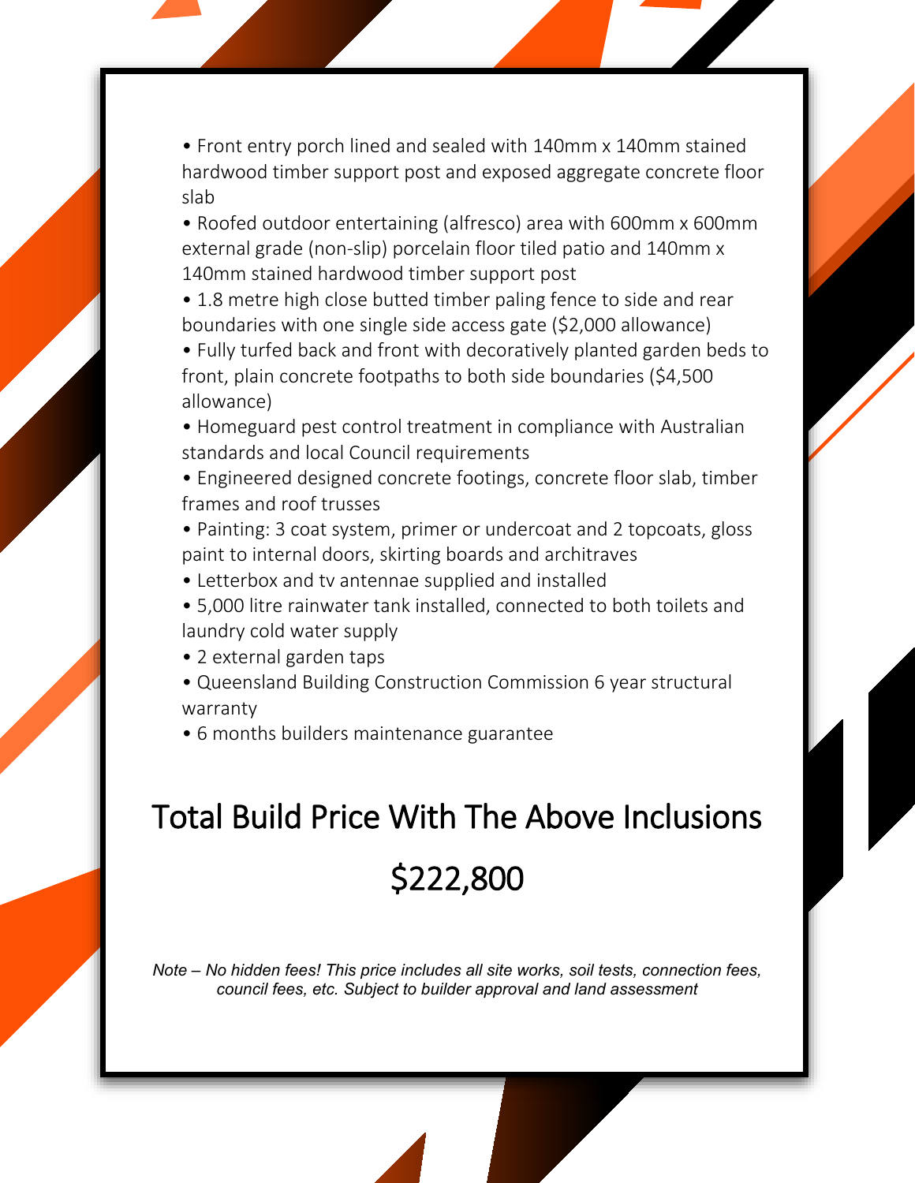- Front entry porch lined and sealed with 140mm x 140mm stained hardwood timber support post and exposed aggregate concrete floor slab
- Roofed outdoor entertaining (alfresco) area with 600mm x 600mm external grade (non-slip) porcelain floor tiled patio and 140mm x 140mm stained hardwood timber support post
- 1.8 metre high close butted timber paling fence to side and rear boundaries with one single side access gate ($2,000 allowance)
- Fully turfed back and front with decoratively planted garden beds to front, plain concrete footpaths to both side boundaries ($4,500 allowance)
- Homeguard pest control treatment in compliance with Australian standards and local Council requirements
- Engineered designed concrete footings, concrete floor slab, timber frames and roof trusses
- Painting: 3 coat system, primer or undercoat and 2 topcoats, gloss paint to internal doors, skirting boards and architraves
- Letterbox and tv antennae supplied and installed
- 5,000 litre rainwater tank installed, connected to both toilets and laundry cold water supply
- 2 external garden taps
- Queensland Building Construction Commission 6 year structural warranty
- 6 months builders maintenance guarantee

# Total Build Price With The Above Inclusions

# $222,800

*Note – No hidden fees! This price includes all site works, soil tests, connection fees, council fees, etc. Subject to builder approval and land assessment*